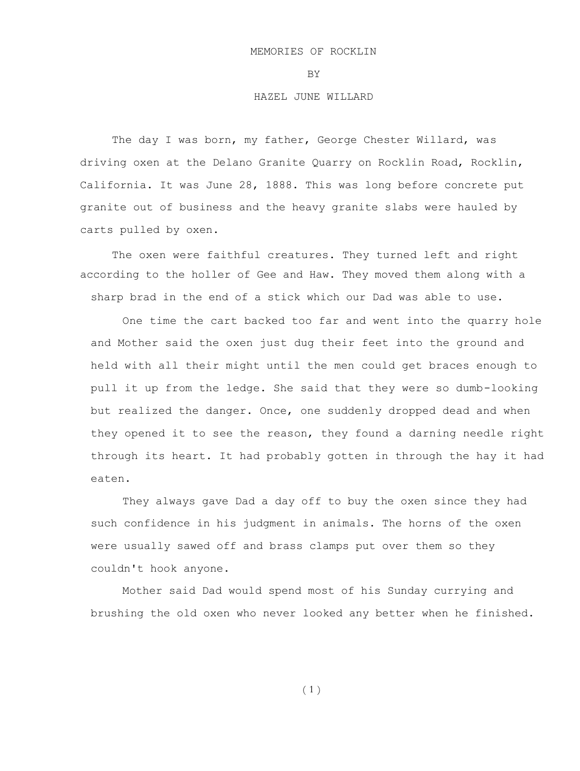# MEMORIES OF ROCKLIN

BY

HAZEL JUNE WILLARD

The day I was born, my father, George Chester Willard, was driving oxen at the Delano Granite Quarry on Rocklin Road, Rocklin, California. It was June 28, 1888. This was long before concrete put granite out of business and the heavy granite slabs were hauled by carts pulled by oxen.

The oxen were faithful creatures. They turned left and right according to the holler of Gee and Haw. They moved them along with a sharp brad in the end of a stick which our Dad was able to use.

One time the cart backed too far and went into the quarry hole and Mother said the oxen just dug their feet into the ground and held with all their might until the men could get braces enough to pull it up from the ledge. She said that they were so dumb-looking but realized the danger. Once, one suddenly dropped dead and when they opened it to see the reason, they found a darning needle right through its heart. It had probably gotten in through the hay it had eaten.

They always gave Dad a day off to buy the oxen since they had such confidence in his judgment in animals. The horns of the oxen were usually sawed off and brass clamps put over them so they couldn't hook anyone.

Mother said Dad would spend most of his Sunday currying and brushing the old oxen who never looked any better when he finished.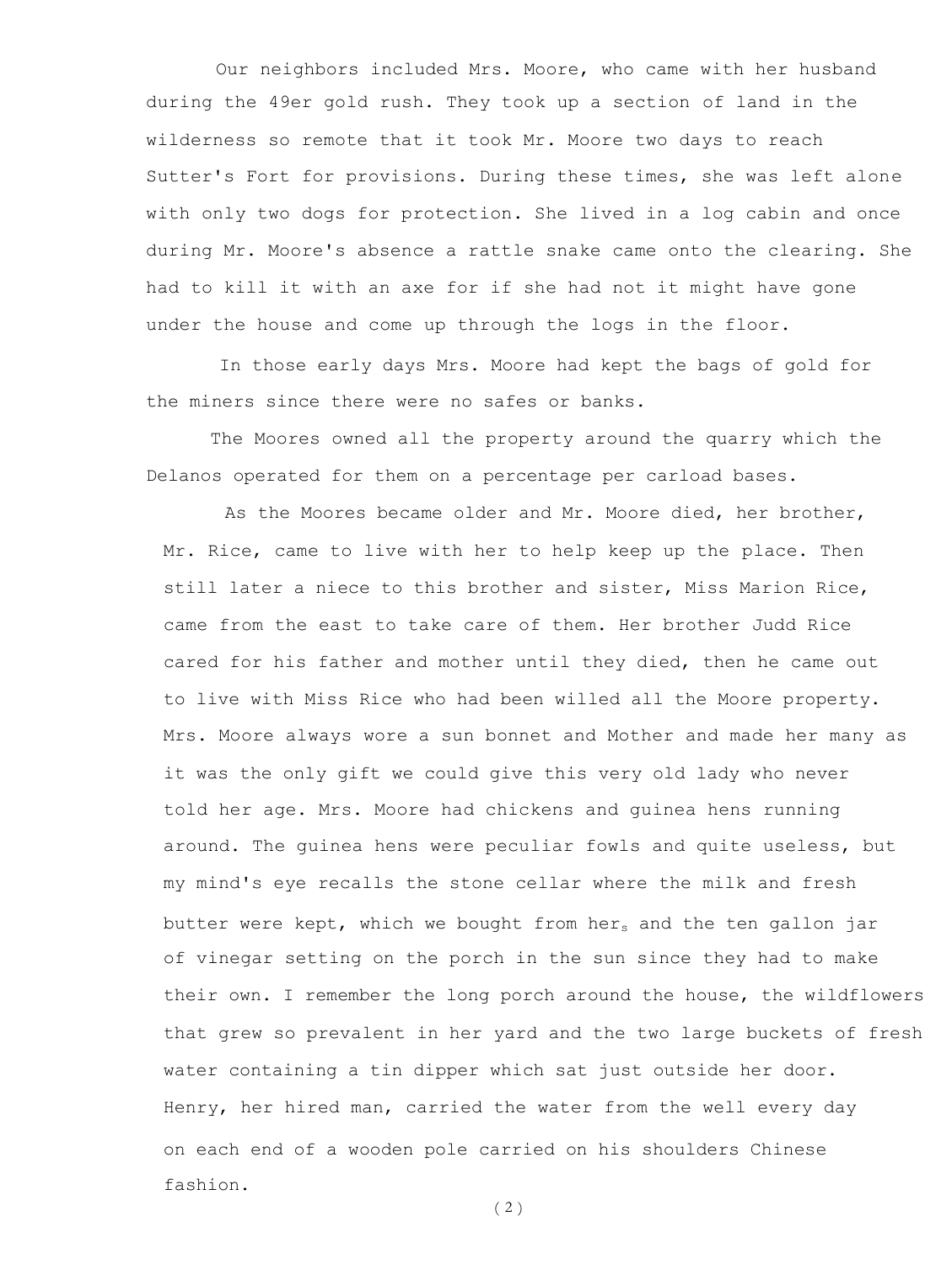Our neighbors included Mrs. Moore, who came with her husband during the 49er gold rush. They took up a section of land in the wilderness so remote that it took Mr. Moore two days to reach Sutter's Fort for provisions. During these times, she was left alone with only two dogs for protection. She lived in a log cabin and once during Mr. Moore's absence a rattle snake came onto the clearing. She had to kill it with an axe for if she had not it might have gone under the house and come up through the logs in the floor.

In those early days Mrs. Moore had kept the bags of gold for the miners since there were no safes or banks.

The Moores owned all the property around the quarry which the Delanos operated for them on a percentage per carload bases.

As the Moores became older and Mr. Moore died, her brother, Mr. Rice, came to live with her to help keep up the place. Then still later a niece to this brother and sister, Miss Marion Rice, came from the east to take care of them. Her brother Judd Rice cared for his father and mother until they died, then he came out to live with Miss Rice who had been willed all the Moore property. Mrs. Moore always wore a sun bonnet and Mother and made her many as it was the only gift we could give this very old lady who never told her age. Mrs. Moore had chickens and guinea hens running around. The guinea hens were peculiar fowls and quite useless, but my mind's eye recalls the stone cellar where the milk and fresh butter were kept, which we bought from her, and the ten gallon jar of vinegar setting on the porch in the sun since they had to make their own. I remember the long porch around the house, the wildflowers that grew so prevalent in her yard and the two large buckets of fresh water containing a tin dipper which sat just outside her door. Henry, her hired man, carried the water from the well every day on each end of a wooden pole carried on his shoulders Chinese fashion.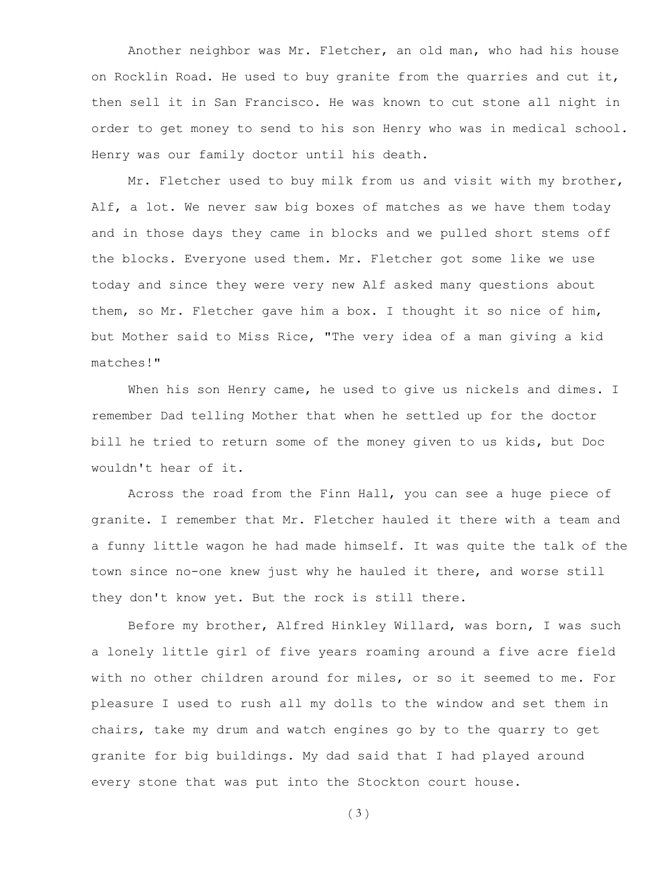Another neighbor was Mr. Fletcher, an old man, who had his house on Rocklin Road. He used to buy granite from the quarries and cut it, then sell it in San Francisco. He was known to cut stone all night in order to get money to send to his son Henry who was in medical school. Henry was our family doctor until his death.

Mr. Fletcher used to buy milk from us and visit with my brother, Alf, a lot. We never saw big boxes of matches as we have them today and in those days they came in blocks and we pulled short stems off the blocks. Everyone used them. Mr. Fletcher got some like we use today and since they were very new Alf asked many questions about them, so Mr. Fletcher gave him a box. I thought it so nice of him, but Mother said to Miss Rice, "The very idea of a man giving a kid matches!"

When his son Henry came, he used to give us nickels and dimes. I remember Dad telling Mother that when he settled up for the doctor bill he tried to return some of the money given to us kids, but Doc wouldn't hear of it.

Across the road from the Finn Hall, you can see a huge piece of granite. I remember that Mr. Fletcher hauled it there with a team and a funny little wagon he had made himself. It was quite the talk of the town since no-one knew just why he hauled it there, and worse still they don't know yet. But the rock is still there.

Before my brother, Alfred Hinkley Willard, was born, I was such a lonely little girl of five years roaming around a five acre field with no other children around for miles, or so it seemed to me. For pleasure I used to rush all my dolls to the window and set them in chairs, take my drum and watch engines go by to the quarry to get granite for big buildings. My dad said that I had played around every stone that was put into the Stockton court house.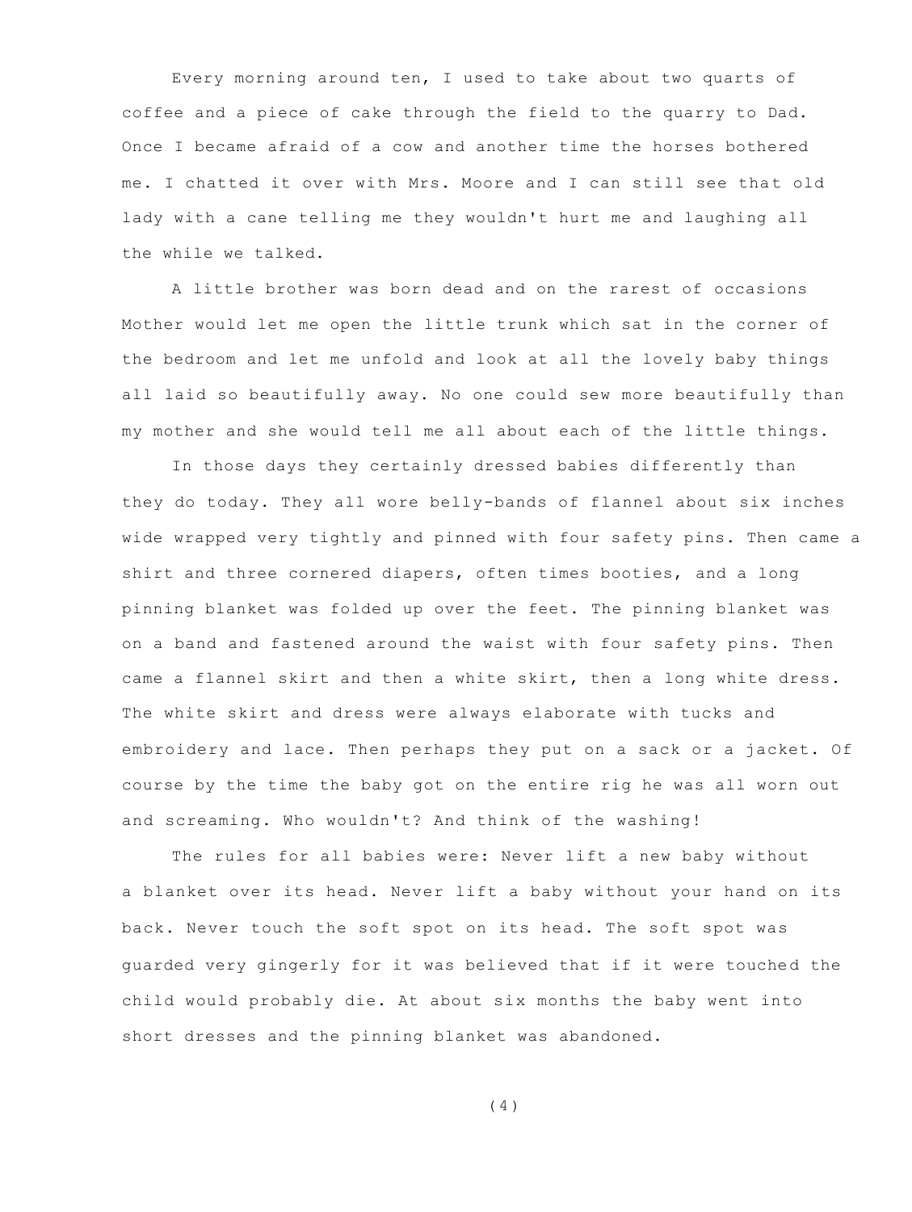Every morning around ten, I used to take about two quarts of coffee and a piece of cake through the field to the quarry to Dad. Once I became afraid of a cow and another time the horses bothered me. I chatted it over with Mrs. Moore and I can still see that old lady with a cane telling me they wouldn't hurt me and laughing all the while we talked.

A little brother was born dead and on the rarest of occasions Mother would let me open the little trunk which sat in the corner of the bedroom and let me unfold and look at all the lovely baby things all laid so beautifully away. No one could sew more beautifully than my mother and she would tell me all about each of the little things.

In those days they certainly dressed babies differently than they do today. They all wore belly-bands of flannel about six inches wide wrapped very tightly and pinned with four safety pins. Then came a shirt and three cornered diapers, often times booties, and a long pinning blanket was folded up over the feet. The pinning blanket was on a band and fastened around the waist with four safety pins. Then came a flannel skirt and then a white skirt, then a long white dress. The white skirt and dress were always elaborate with tucks and embroidery and lace. Then perhaps they put on a sack or a jacket. Of course by the time the baby got on the entire rig he was all worn out and screaming. Who wouldn't? And think of the washing!

The rules for all babies were: Never lift a new baby without a blanket over its head. Never lift a baby without your hand on its back. Never touch the soft spot on its head. The soft spot was guarded very gingerly for it was believed that if it were touched the child would probably die. At about six months the baby went into short dresses and the pinning blanket was abandoned.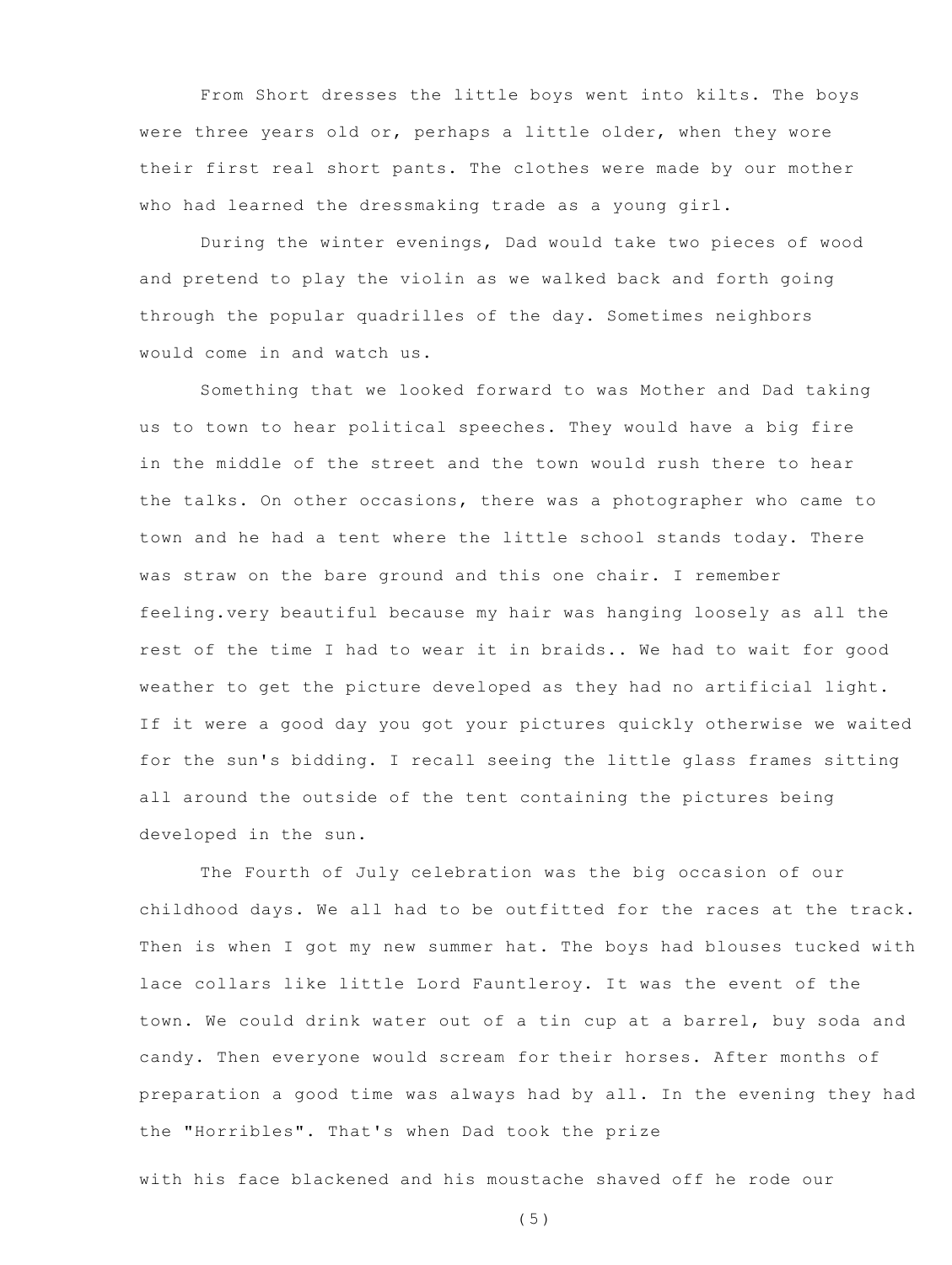From Short dresses the little boys went into kilts. The boys were three years old or, perhaps a little older, when they wore their first real short pants. The clothes were made by our mother who had learned the dressmaking trade as a young girl.

During the winter evenings, Dad would take two pieces of wood and pretend to play the violin as we walked back and forth going through the popular quadrilles of the day. Sometimes neighbors would come in and watch us.

Something that we looked forward to was Mother and Dad taking us to town to hear political speeches. They would have a big fire in the middle of the street and the town would rush there to hear the talks. On other occasions, there was a photographer who came to town and he had a tent where the little school stands today. There was straw on the bare ground and this one chair. I remember feeling.very beautiful because my hair was hanging loosely as all the rest of the time I had to wear it in braids.. We had to wait for good weather to get the picture developed as they had no artificial light. If it were a good day you got your pictures quickly otherwise we waited for the sun's bidding. I recall seeing the little glass frames sitting all around the outside of the tent containing the pictures being developed in the sun.

The Fourth of July celebration was the big occasion of our childhood days. We all had to be outfitted for the races at the track. Then is when I got my new summer hat. The boys had blouses tucked with lace collars like little Lord Fauntleroy. It was the event of the town. We could drink water out of a tin cup at a barrel, buy soda and candy. Then everyone would scream for their horses. After months of preparation a good time was always had by all. In the evening they had the "Horribles". That's when Dad took the prize

with his face blackened and his moustache shaved off he rode our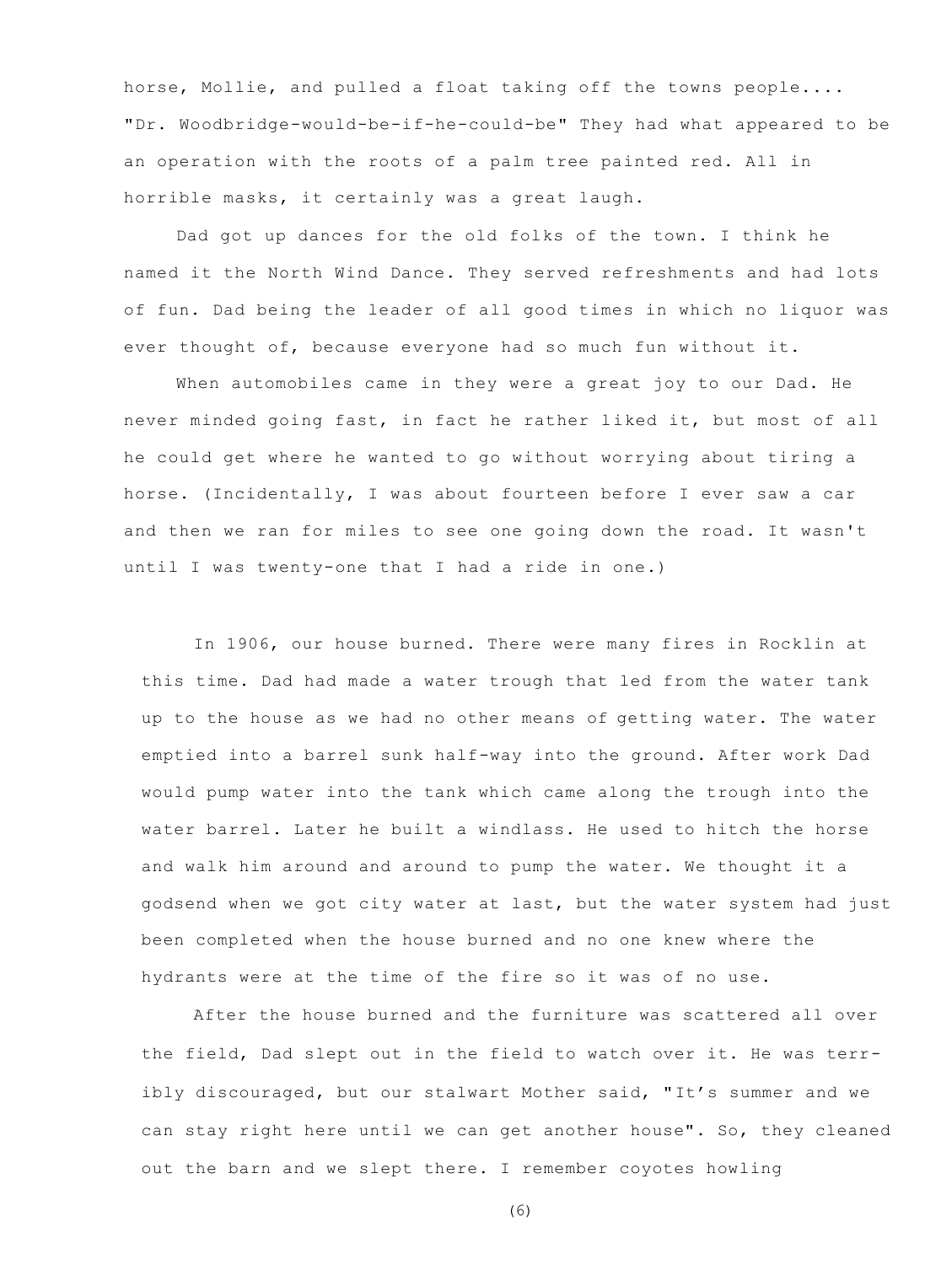horse, Mollie, and pulled a float taking off the towns people.... "Dr. Woodbridge-would-be-if-he-could-be" They had what appeared to be an operation with the roots of a palm tree painted red. All in horrible masks, it certainly was a great laugh.

Dad got up dances for the old folks of the town. I think he named it the North Wind Dance. They served refreshments and had lots of fun. Dad being the leader of all good times in which no liquor was ever thought of, because everyone had so much fun without it.

When automobiles came in they were a great joy to our Dad. He never minded going fast, in fact he rather liked it, but most of all he could get where he wanted to go without worrying about tiring a horse. (Incidentally, I was about fourteen before I ever saw a car and then we ran for miles to see one going down the road. It wasn't until I was twenty-one that I had a ride in one.)

In 1906, our house burned. There were many fires in Rocklin at this time. Dad had made a water trough that led from the water tank up to the house as we had no other means of getting water. The water emptied into a barrel sunk half-way into the ground. After work Dad would pump water into the tank which came along the trough into the water barrel. Later he built a windlass. He used to hitch the horse and walk him around and around to pump the water. We thought it a godsend when we got city water at last, but the water system had just been completed when the house burned and no one knew where the hydrants were at the time of the fire so it was of no use.

After the house burned and the furniture was scattered all over the field, Dad slept out in the field to watch over it. He was terribly discouraged, but our stalwart Mother said, "It's summer and we can stay right here until we can get another house". So, they cleaned out the barn and we slept there. I remember coyotes howling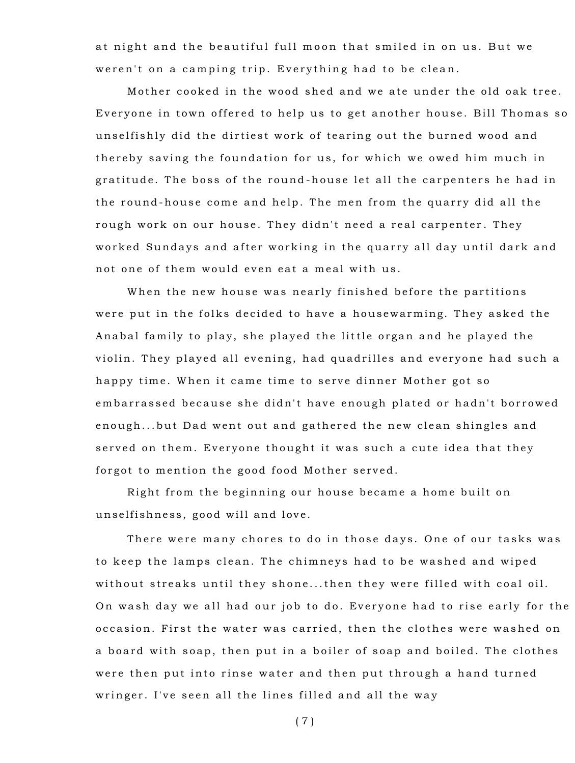at night and the beautiful full moon that smiled in on us. But we weren't on a camping trip. Everything had to be clean.

Mother cooked in the wood shed and we ate under the old oak tree. Everyone in town offered to help us to get another house. Bill Thomas so unselfishly did the dirtiest work of tearing out the burned wood and thereby saving the foundation for us, for which we owed him much in gratitude. The boss of the round-house let all the carpenters he had in the round-house come and help. The men from the quarry did all the rough work on our house. They didn't need a real carpenter. They worked Sundays and after working in the quarry all day until dark and not one of them would even eat a meal with us.

When the new house was nearly finished before the partitions were put in the folks decided to have a housewarming. They asked the Anabal family to play, she played the little organ and he played the violin. They played all evening, had quadrilles and everyone had such a happy time. When it came time to serve dinner Mother got so embarrassed because she didn't have enough plated or hadn't borrowed enough...but Dad went out and gathered the new clean shingles and served on them. Everyone thought it was such a cute idea that they forgot to mention the good food Mother served.

Right from the beginning our house became a home built on unselfishness, good will and love.

There were many chores to do in those days. One of our tasks was to keep the lamps clean. The chimneys had to be washed and wiped without streaks until they shone...then they were filled with coal oil. On wash day we all had our job to do. Everyone had to rise early for the occasion. First the water was carried, then the clothes were washed on a board with soap, then put in a boiler of soap and boiled. The clothes were then put into rinse water and then put through a hand turned wringer. I've seen all the lines filled and all the way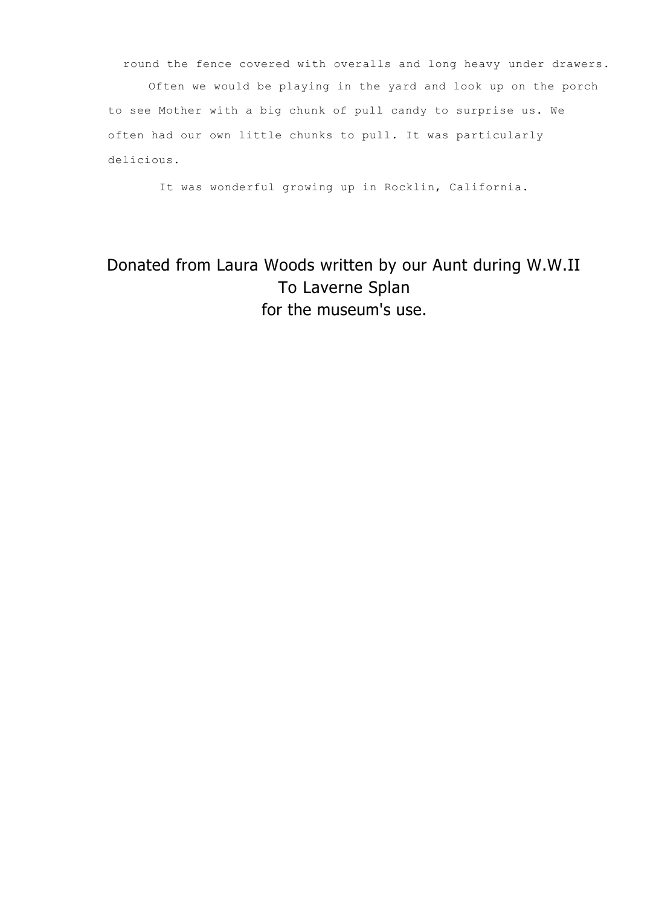round the fence covered with overalls and long heavy under drawers.

Often we would be playing in the yard and look up on the porch to see Mother with a big chunk of pull candy to surprise us. We often had our own little chunks to pull. It was particularly delicious.

It was wonderful growing up in Rocklin, California.

Donated from Laura Woods written by our Aunt during W.W.II
To Laverne Splan
for the museum's use.